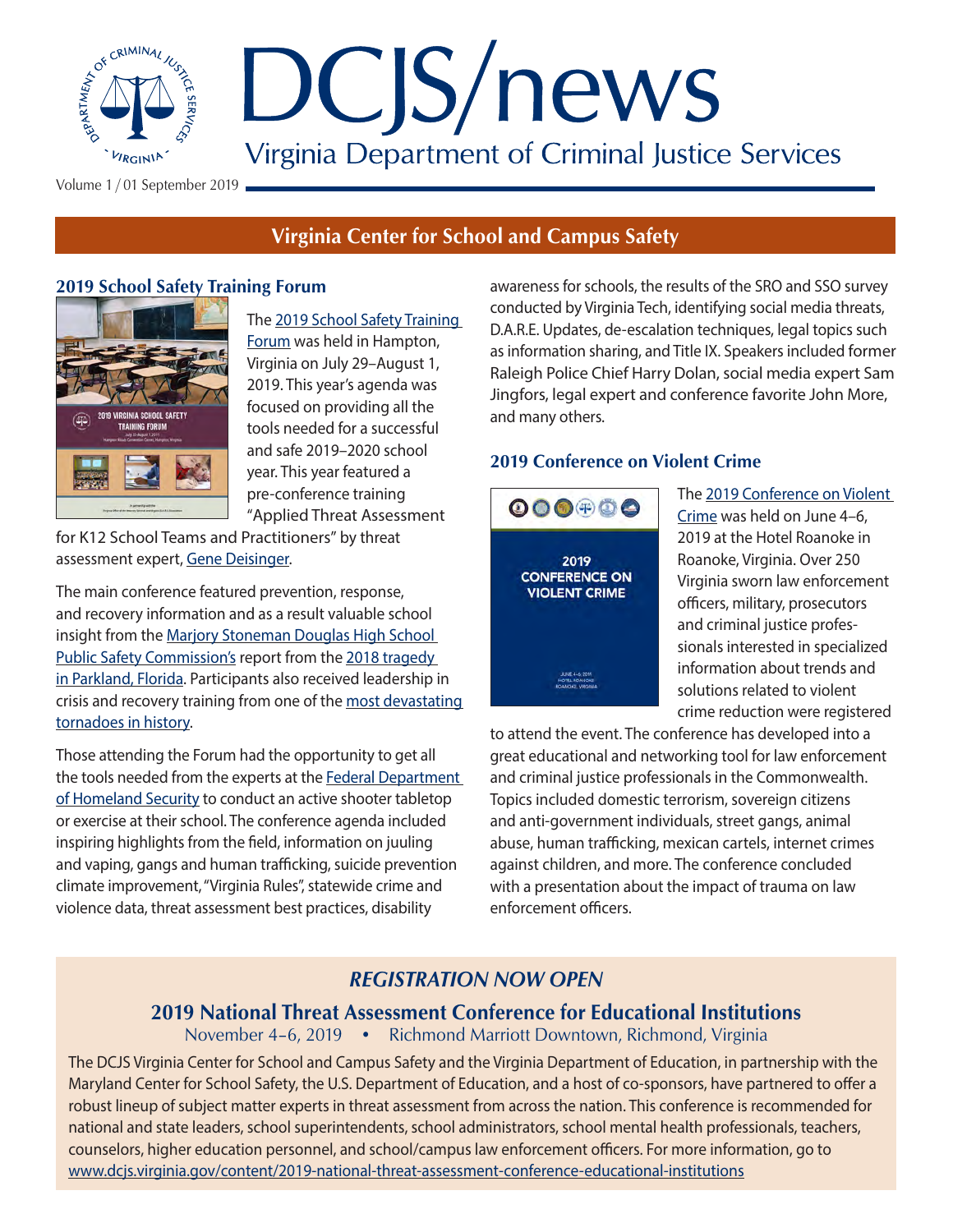# DCJS/news

Virginia Department of Criminal Justice Services

Volume 1 / 01 September 2019

## Virginia Center for School and Campus Safety

### 2019 School Safety Training Forum

The 2019 School Safety Training Forum was held in Hampton, Virginia on July 29–August 1, 2019. This year's agenda was focused on providing all the tools needed for a successful and safe 2019–2020 school year. This year featured a pre-conference training "Applied Threat Assessment for K12 School Teams and Practitioners" by threat assessment expert, Gene Deisinger.

The main conference featured prevention, response, and recovery information and as a result valuable school insight from the Marjory Stoneman Douglas High School Public Safety Commission's report from the 2018 tragedy in Parkland, Florida. Participants also received leadership in crisis and recovery training from one of the most devastating tornadoes in history.

Those attending the Forum had the opportunity to get all the tools needed from the experts at the Federal Department of Homeland Security to conduct an active shooter tabletop or exercise at their school. The conference agenda included inspiring highlights from the field, information on juuling and vaping, gangs and human trafficking, suicide prevention climate improvement, "Virginia Rules", statewide crime and violence data, threat assessment best practices, disability awareness for schools, the results of the SRO and SSO survey conducted by Virginia Tech, identifying social media threats, D.A.R.E. Updates, de-escalation techniques, legal topics such as information sharing, and Title IX. Speakers included former Raleigh Police Chief Harry Dolan, social media expert Sam Jingfors, legal expert and conference favorite John More, and many others.

### 2019 Conference on Violent Crime

The 2019 Conference on Violent Crime was held on June 4–6, 2019 at the Hotel Roanoke in Roanoke, Virginia. Over 250 Virginia sworn law enforcement officers, military, prosecutors and criminal justice professionals interested in specialized information about trends and solutions related to violent crime reduction were registered to attend the event. The conference has developed into a great educational and networking tool for law enforcement and criminal justice professionals in the Commonwealth. Topics included domestic terrorism, sovereign citizens and anti-government individuals, street gangs, animal abuse, human trafficking, mexican cartels, internet crimes against children, and more. The conference concluded with a presentation about the impact of trauma on law enforcement officers.

---

*REGISTRATION NOW OPEN*

### 2019 National Threat Assessment Conference for Educational Institutions

November 4–6, 2019 • Richmond Marriott Downtown, Richmond, Virginia

The DCJS Virginia Center for School and Campus Safety and the Virginia Department of Education, in partnership with the Maryland Center for School Safety, the U.S. Department of Education, and a host of co-sponsors, have partnered to offer a robust lineup of subject matter experts in threat assessment from across the nation. This conference is recommended for national and state leaders, school superintendents, school administrators, school mental health professionals, teachers, counselors, higher education personnel, and school/campus law enforcement officers. For more information, go to www.dcjs.virginia.gov/content/2019-national-threat-assessment-conference-educational-institutions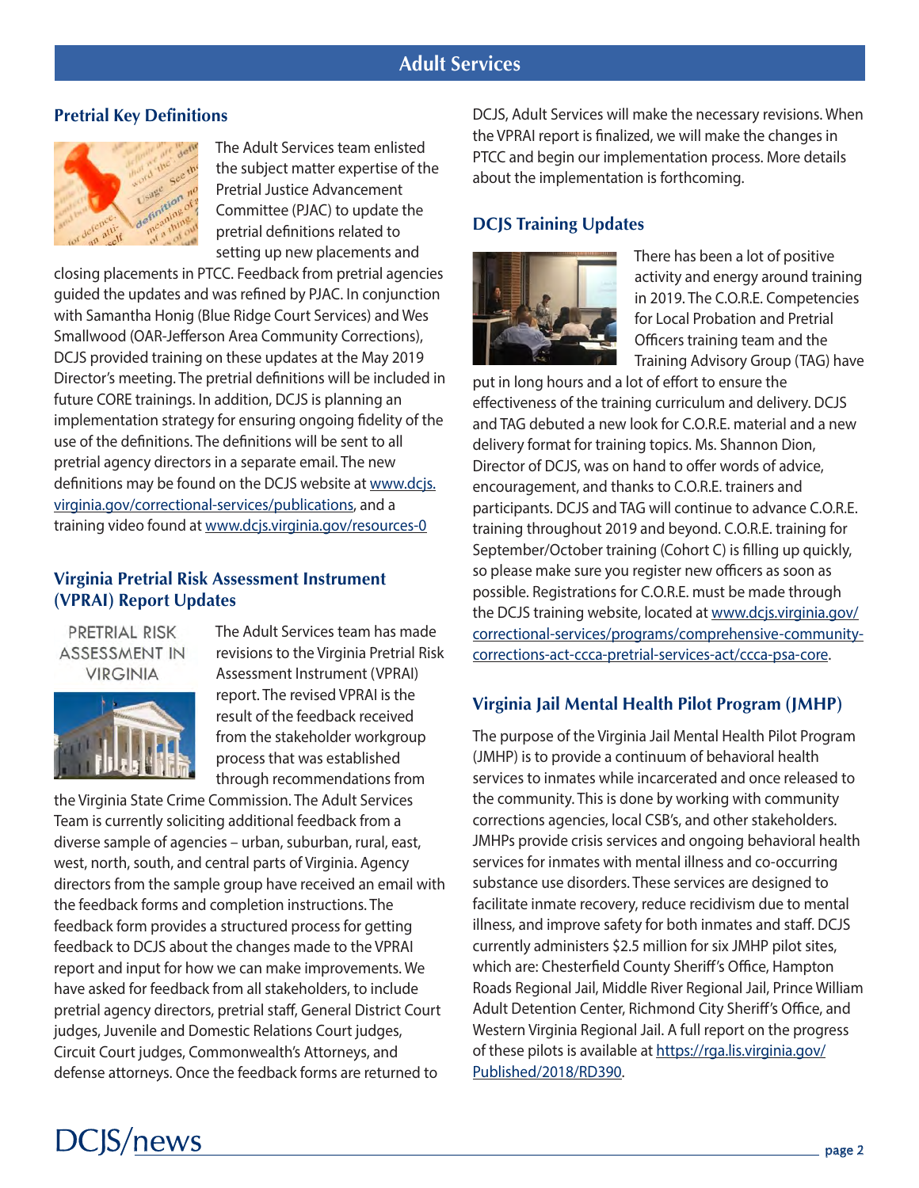# Adult Services

## Pretrial Key Definitions

The Adult Services team enlisted the subject matter expertise of the Pretrial Justice Advancement Committee (PJAC) to update the pretrial definitions related to setting up new placements and closing placements in PTCC. Feedback from pretrial agencies guided the updates and was refined by PJAC. In conjunction with Samantha Honig (Blue Ridge Court Services) and Wes Smallwood (OAR-Jefferson Area Community Corrections), DCJS provided training on these updates at the May 2019 Director's meeting. The pretrial definitions will be included in future CORE trainings. In addition, DCJS is planning an implementation strategy for ensuring ongoing fidelity of the use of the definitions. The definitions will be sent to all pretrial agency directors in a separate email. The new definitions may be found on the DCJS website at www.dcjs.virginia.gov/correctional-services/publications, and a training video found at www.dcjs.virginia.gov/resources-0

## Virginia Pretrial Risk Assessment Instrument (VPRAI) Report Updates

PRETRIAL RISK ASSESSMENT IN VIRGINIA

The Adult Services team has made revisions to the Virginia Pretrial Risk Assessment Instrument (VPRAI) report. The revised VPRAI is the result of the feedback received from the stakeholder workgroup process that was established through recommendations from the Virginia State Crime Commission. The Adult Services Team is currently soliciting additional feedback from a diverse sample of agencies – urban, suburban, rural, east, west, north, south, and central parts of Virginia. Agency directors from the sample group have received an email with the feedback forms and completion instructions. The feedback form provides a structured process for getting feedback to DCJS about the changes made to the VPRAI report and input for how we can make improvements. We have asked for feedback from all stakeholders, to include pretrial agency directors, pretrial staff, General District Court judges, Juvenile and Domestic Relations Court judges, Circuit Court judges, Commonwealth's Attorneys, and defense attorneys. Once the feedback forms are returned to DCJS, Adult Services will make the necessary revisions. When the VPRAI report is finalized, we will make the changes in PTCC and begin our implementation process. More details about the implementation is forthcoming.

## DCJS Training Updates

There has been a lot of positive activity and energy around training in 2019. The C.O.R.E. Competencies for Local Probation and Pretrial Officers training team and the Training Advisory Group (TAG) have put in long hours and a lot of effort to ensure the effectiveness of the training curriculum and delivery. DCJS and TAG debuted a new look for C.O.R.E. material and a new delivery format for training topics. Ms. Shannon Dion, Director of DCJS, was on hand to offer words of advice, encouragement, and thanks to C.O.R.E. trainers and participants. DCJS and TAG will continue to advance C.O.R.E. training throughout 2019 and beyond. C.O.R.E. training for September/October training (Cohort C) is filling up quickly, so please make sure you register new officers as soon as possible. Registrations for C.O.R.E. must be made through the DCJS training website, located at www.dcjs.virginia.gov/correctional-services/programs/comprehensive-community-corrections-act-ccca-pretrial-services-act/ccca-psa-core.

## Virginia Jail Mental Health Pilot Program (JMHP)

The purpose of the Virginia Jail Mental Health Pilot Program (JMHP) is to provide a continuum of behavioral health services to inmates while incarcerated and once released to the community. This is done by working with community corrections agencies, local CSB's, and other stakeholders. JMHPs provide crisis services and ongoing behavioral health services for inmates with mental illness and co-occurring substance use disorders. These services are designed to facilitate inmate recovery, reduce recidivism due to mental illness, and improve safety for both inmates and staff. DCJS currently administers $2.5 million for six JMHP pilot sites, which are: Chesterfield County Sheriff's Office, Hampton Roads Regional Jail, Middle River Regional Jail, Prince William Adult Detention Center, Richmond City Sheriff's Office, and Western Virginia Regional Jail. A full report on the progress of these pilots is available at https://rga.lis.virginia.gov/Published/2018/RD390.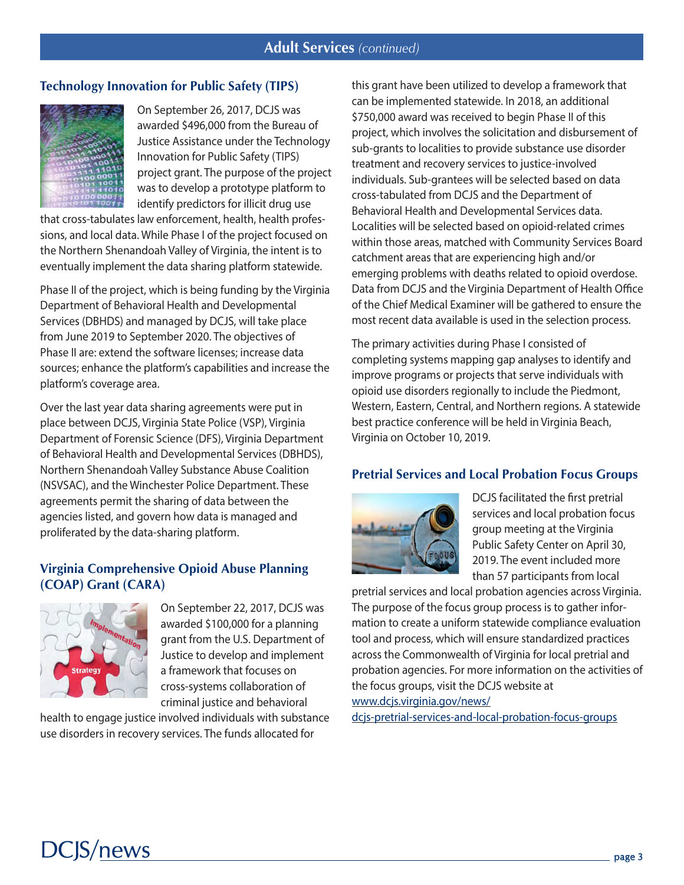## Adult Services *(continued)*

### Technology Innovation for Public Safety (TIPS)

On September 26, 2017, DCJS was awarded $496,000 from the Bureau of Justice Assistance under the Technology Innovation for Public Safety (TIPS) project grant. The purpose of the project was to develop a prototype platform to identify predictors for illicit drug use that cross-tabulates law enforcement, health, health professions, and local data. While Phase I of the project focused on the Northern Shenandoah Valley of Virginia, the intent is to eventually implement the data sharing platform statewide.

Phase II of the project, which is being funding by the Virginia Department of Behavioral Health and Developmental Services (DBHDS) and managed by DCJS, will take place from June 2019 to September 2020. The objectives of Phase II are: extend the software licenses; increase data sources; enhance the platform's capabilities and increase the platform's coverage area.

Over the last year data sharing agreements were put in place between DCJS, Virginia State Police (VSP), Virginia Department of Forensic Science (DFS), Virginia Department of Behavioral Health and Developmental Services (DBHDS), Northern Shenandoah Valley Substance Abuse Coalition (NSVSAC), and the Winchester Police Department. These agreements permit the sharing of data between the agencies listed, and govern how data is managed and proliferated by the data-sharing platform.

### Virginia Comprehensive Opioid Abuse Planning (COAP) Grant (CARA)

On September 22, 2017, DCJS was awarded $100,000 for a planning grant from the U.S. Department of Justice to develop and implement a framework that focuses on cross-systems collaboration of criminal justice and behavioral health to engage justice involved individuals with substance use disorders in recovery services. The funds allocated for this grant have been utilized to develop a framework that can be implemented statewide. In 2018, an additional $750,000 award was received to begin Phase II of this project, which involves the solicitation and disbursement of sub-grants to localities to provide substance use disorder treatment and recovery services to justice-involved individuals. Sub-grantees will be selected based on data cross-tabulated from DCJS and the Department of Behavioral Health and Developmental Services data. Localities will be selected based on opioid-related crimes within those areas, matched with Community Services Board catchment areas that are experiencing high and/or emerging problems with deaths related to opioid overdose. Data from DCJS and the Virginia Department of Health Office of the Chief Medical Examiner will be gathered to ensure the most recent data available is used in the selection process.

The primary activities during Phase I consisted of completing systems mapping gap analyses to identify and improve programs or projects that serve individuals with opioid use disorders regionally to include the Piedmont, Western, Eastern, Central, and Northern regions. A statewide best practice conference will be held in Virginia Beach, Virginia on October 10, 2019.

### Pretrial Services and Local Probation Focus Groups

DCJS facilitated the first pretrial services and local probation focus group meeting at the Virginia Public Safety Center on April 30, 2019. The event included more than 57 participants from local pretrial services and local probation agencies across Virginia. The purpose of the focus group process is to gather information to create a uniform statewide compliance evaluation tool and process, which will ensure standardized practices across the Commonwealth of Virginia for local pretrial and probation agencies. For more information on the activities of the focus groups, visit the DCJS website at www.dcjs.virginia.gov/news/dcjs-pretrial-services-and-local-probation-focus-groups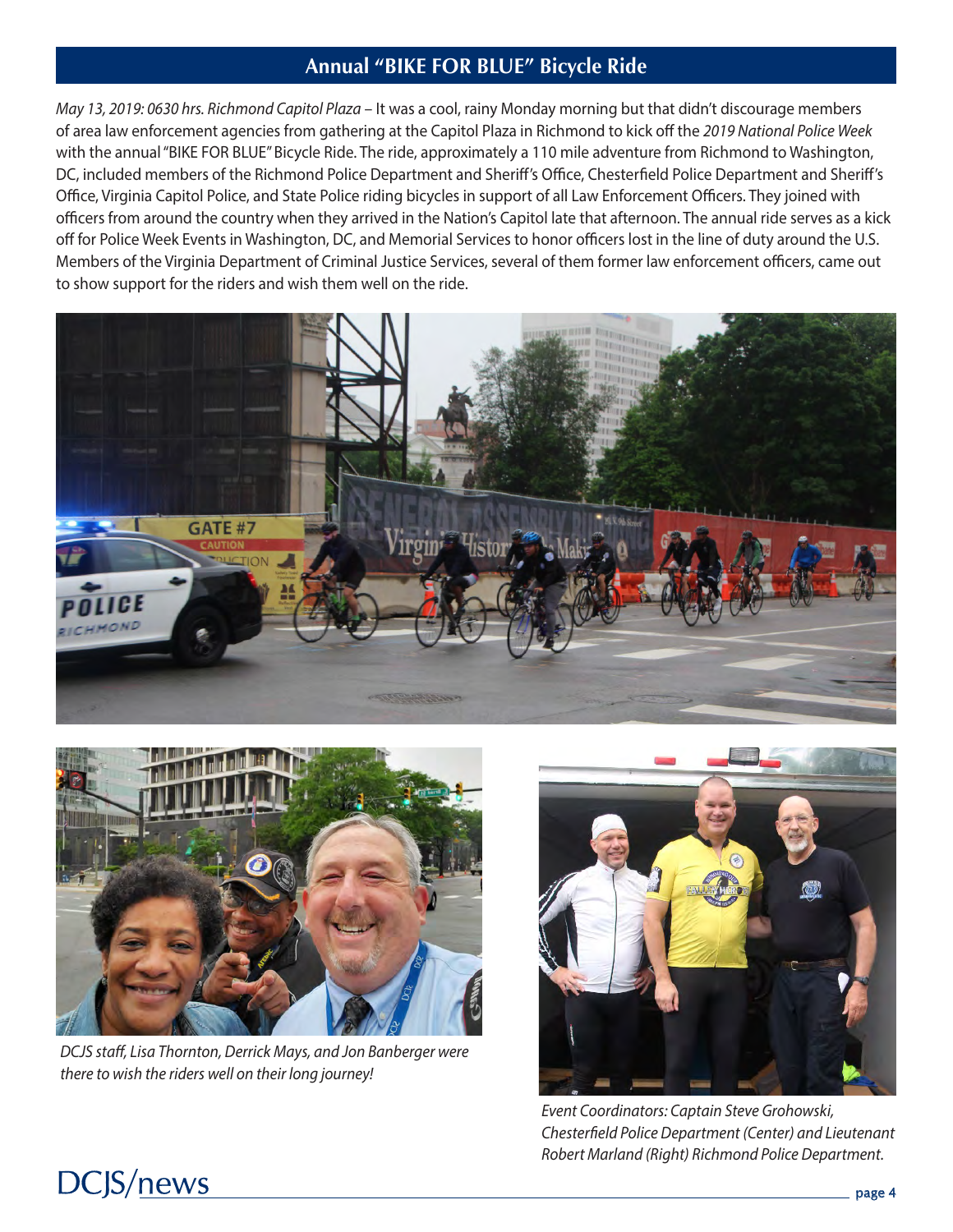## Annual "BIKE FOR BLUE" Bicycle Ride

*May 13, 2019: 0630 hrs. Richmond Capitol Plaza* – It was a cool, rainy Monday morning but that didn't discourage members of area law enforcement agencies from gathering at the Capitol Plaza in Richmond to kick off the *2019 National Police Week* with the annual "BIKE FOR BLUE" Bicycle Ride. The ride, approximately a 110 mile adventure from Richmond to Washington, DC, included members of the Richmond Police Department and Sheriff's Office, Chesterfield Police Department and Sheriff's Office, Virginia Capitol Police, and State Police riding bicycles in support of all Law Enforcement Officers. They joined with officers from around the country when they arrived in the Nation's Capitol late that afternoon. The annual ride serves as a kick off for Police Week Events in Washington, DC, and Memorial Services to honor officers lost in the line of duty around the U.S. Members of the Virginia Department of Criminal Justice Services, several of them former law enforcement officers, came out to show support for the riders and wish them well on the ride.

*DCJS staff, Lisa Thornton, Derrick Mays, and Jon Banberger were there to wish the riders well on their long journey!*

*Event Coordinators: Captain Steve Grohowski, Chesterfield Police Department (Center) and Lieutenant Robert Marland (Right) Richmond Police Department.*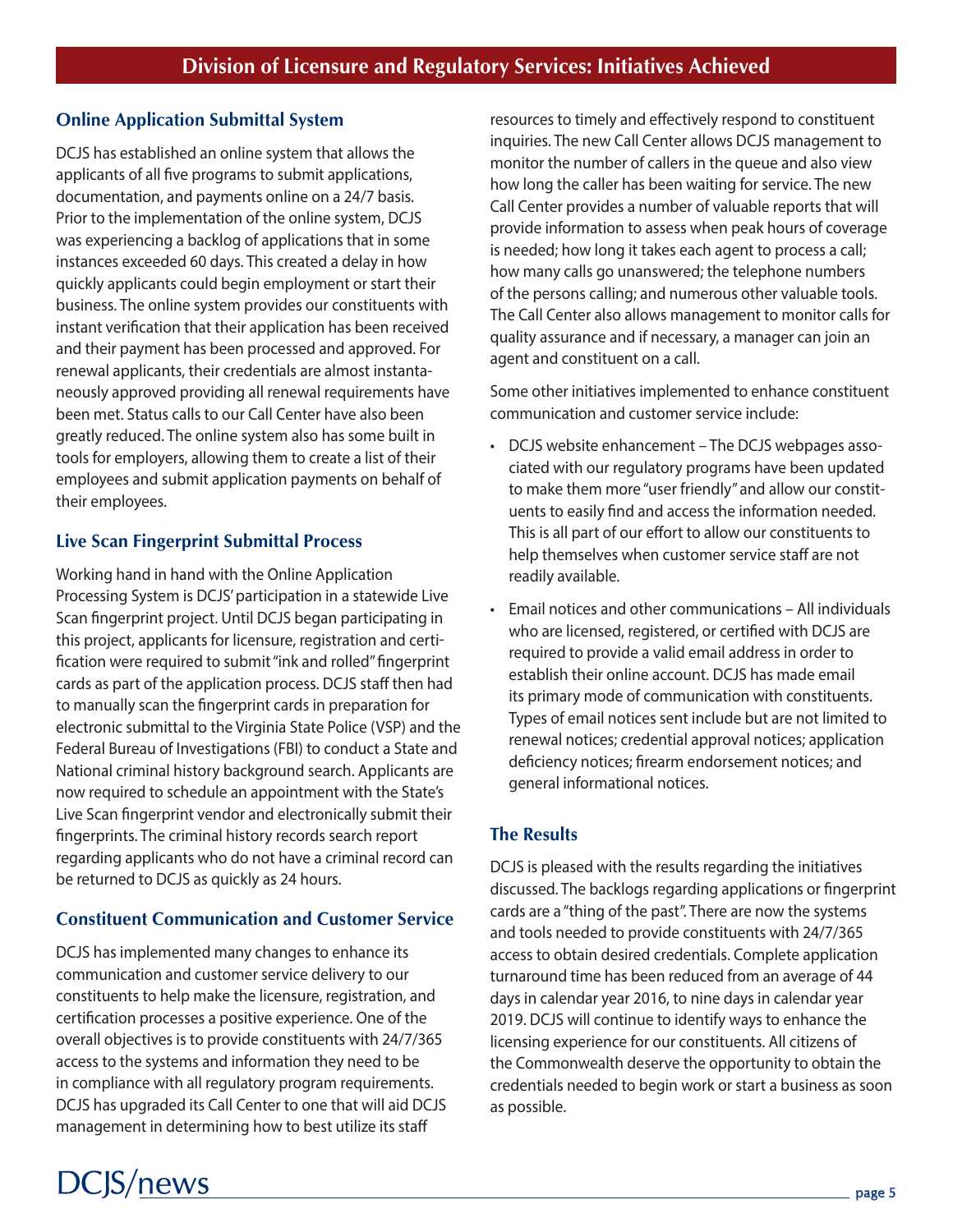## Division of Licensure and Regulatory Services: Initiatives Achieved

### Online Application Submittal System

DCJS has established an online system that allows the applicants of all five programs to submit applications, documentation, and payments online on a 24/7 basis. Prior to the implementation of the online system, DCJS was experiencing a backlog of applications that in some instances exceeded 60 days. This created a delay in how quickly applicants could begin employment or start their business. The online system provides our constituents with instant verification that their application has been received and their payment has been processed and approved. For renewal applicants, their credentials are almost instantaneously approved providing all renewal requirements have been met. Status calls to our Call Center have also been greatly reduced. The online system also has some built in tools for employers, allowing them to create a list of their employees and submit application payments on behalf of their employees.

### Live Scan Fingerprint Submittal Process

Working hand in hand with the Online Application Processing System is DCJS' participation in a statewide Live Scan fingerprint project. Until DCJS began participating in this project, applicants for licensure, registration and certification were required to submit "ink and rolled" fingerprint cards as part of the application process. DCJS staff then had to manually scan the fingerprint cards in preparation for electronic submittal to the Virginia State Police (VSP) and the Federal Bureau of Investigations (FBI) to conduct a State and National criminal history background search. Applicants are now required to schedule an appointment with the State's Live Scan fingerprint vendor and electronically submit their fingerprints. The criminal history records search report regarding applicants who do not have a criminal record can be returned to DCJS as quickly as 24 hours.

### Constituent Communication and Customer Service

DCJS has implemented many changes to enhance its communication and customer service delivery to our constituents to help make the licensure, registration, and certification processes a positive experience. One of the overall objectives is to provide constituents with 24/7/365 access to the systems and information they need to be in compliance with all regulatory program requirements. DCJS has upgraded its Call Center to one that will aid DCJS management in determining how to best utilize its staff resources to timely and effectively respond to constituent inquiries. The new Call Center allows DCJS management to monitor the number of callers in the queue and also view how long the caller has been waiting for service. The new Call Center provides a number of valuable reports that will provide information to assess when peak hours of coverage is needed; how long it takes each agent to process a call; how many calls go unanswered; the telephone numbers of the persons calling; and numerous other valuable tools. The Call Center also allows management to monitor calls for quality assurance and if necessary, a manager can join an agent and constituent on a call.

Some other initiatives implemented to enhance constituent communication and customer service include:

- DCJS website enhancement – The DCJS webpages associated with our regulatory programs have been updated to make them more "user friendly" and allow our constituents to easily find and access the information needed. This is all part of our effort to allow our constituents to help themselves when customer service staff are not readily available.
- Email notices and other communications – All individuals who are licensed, registered, or certified with DCJS are required to provide a valid email address in order to establish their online account. DCJS has made email its primary mode of communication with constituents. Types of email notices sent include but are not limited to renewal notices; credential approval notices; application deficiency notices; firearm endorsement notices; and general informational notices.

### The Results

DCJS is pleased with the results regarding the initiatives discussed. The backlogs regarding applications or fingerprint cards are a "thing of the past". There are now the systems and tools needed to provide constituents with 24/7/365 access to obtain desired credentials. Complete application turnaround time has been reduced from an average of 44 days in calendar year 2016, to nine days in calendar year 2019. DCJS will continue to identify ways to enhance the licensing experience for our constituents. All citizens of the Commonwealth deserve the opportunity to obtain the credentials needed to begin work or start a business as soon as possible.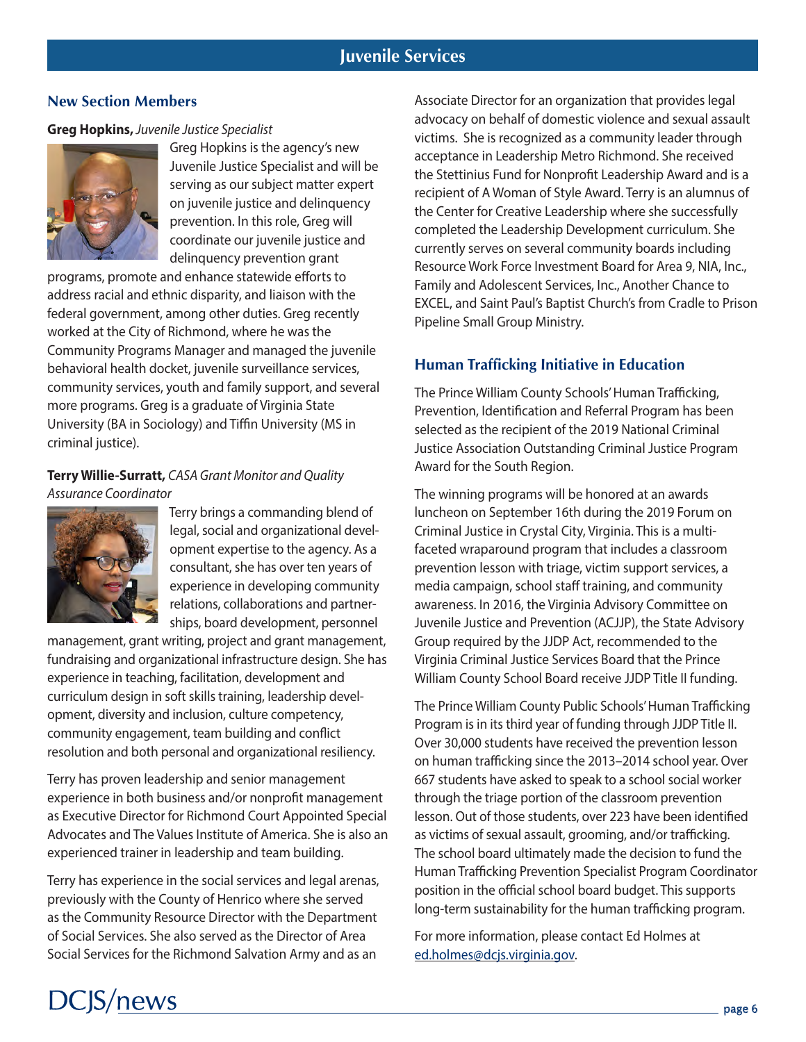# Juvenile Services

## New Section Members

**Greg Hopkins,** *Juvenile Justice Specialist*

Greg Hopkins is the agency's new Juvenile Justice Specialist and will be serving as our subject matter expert on juvenile justice and delinquency prevention. In this role, Greg will coordinate our juvenile justice and delinquency prevention grant programs, promote and enhance statewide efforts to address racial and ethnic disparity, and liaison with the federal government, among other duties. Greg recently worked at the City of Richmond, where he was the Community Programs Manager and managed the juvenile behavioral health docket, juvenile surveillance services, community services, youth and family support, and several more programs. Greg is a graduate of Virginia State University (BA in Sociology) and Tiffin University (MS in criminal justice).

**Terry Willie-Surratt,** *CASA Grant Monitor and Quality Assurance Coordinator*

Terry brings a commanding blend of legal, social and organizational development expertise to the agency. As a consultant, she has over ten years of experience in developing community relations, collaborations and partnerships, board development, personnel management, grant writing, project and grant management, fundraising and organizational infrastructure design. She has experience in teaching, facilitation, development and curriculum design in soft skills training, leadership development, diversity and inclusion, culture competency, community engagement, team building and conflict resolution and both personal and organizational resiliency.

Terry has proven leadership and senior management experience in both business and/or nonprofit management as Executive Director for Richmond Court Appointed Special Advocates and The Values Institute of America. She is also an experienced trainer in leadership and team building.

Terry has experience in the social services and legal arenas, previously with the County of Henrico where she served as the Community Resource Director with the Department of Social Services. She also served as the Director of Area Social Services for the Richmond Salvation Army and as an Associate Director for an organization that provides legal advocacy on behalf of domestic violence and sexual assault victims. She is recognized as a community leader through acceptance in Leadership Metro Richmond. She received the Stettinius Fund for Nonprofit Leadership Award and is a recipient of A Woman of Style Award. Terry is an alumnus of the Center for Creative Leadership where she successfully completed the Leadership Development curriculum. She currently serves on several community boards including Resource Work Force Investment Board for Area 9, NIA, Inc., Family and Adolescent Services, Inc., Another Chance to EXCEL, and Saint Paul's Baptist Church's from Cradle to Prison Pipeline Small Group Ministry.

## Human Trafficking Initiative in Education

The Prince William County Schools' Human Trafficking, Prevention, Identification and Referral Program has been selected as the recipient of the 2019 National Criminal Justice Association Outstanding Criminal Justice Program Award for the South Region.

The winning programs will be honored at an awards luncheon on September 16th during the 2019 Forum on Criminal Justice in Crystal City, Virginia. This is a multi-faceted wraparound program that includes a classroom prevention lesson with triage, victim support services, a media campaign, school staff training, and community awareness. In 2016, the Virginia Advisory Committee on Juvenile Justice and Prevention (ACJJP), the State Advisory Group required by the JJDP Act, recommended to the Virginia Criminal Justice Services Board that the Prince William County School Board receive JJDP Title II funding.

The Prince William County Public Schools' Human Trafficking Program is in its third year of funding through JJDP Title II. Over 30,000 students have received the prevention lesson on human trafficking since the 2013–2014 school year. Over 667 students have asked to speak to a school social worker through the triage portion of the classroom prevention lesson. Out of those students, over 223 have been identified as victims of sexual assault, grooming, and/or trafficking. The school board ultimately made the decision to fund the Human Trafficking Prevention Specialist Program Coordinator position in the official school board budget. This supports long-term sustainability for the human trafficking program.

For more information, please contact Ed Holmes at ed.holmes@dcjs.virginia.gov.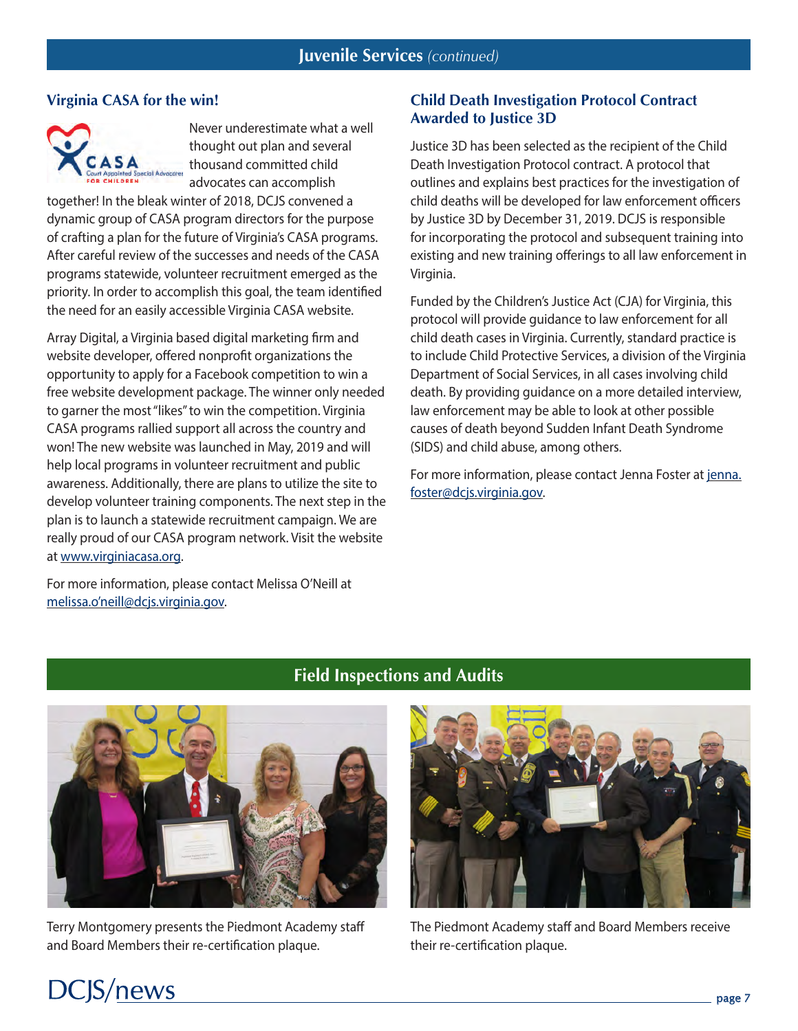## Juvenile Services *(continued)*

### Virginia CASA for the win!

Never underestimate what a well thought out plan and several thousand committed child advocates can accomplish together! In the bleak winter of 2018, DCJS convened a dynamic group of CASA program directors for the purpose of crafting a plan for the future of Virginia's CASA programs. After careful review of the successes and needs of the CASA programs statewide, volunteer recruitment emerged as the priority. In order to accomplish this goal, the team identified the need for an easily accessible Virginia CASA website.

Array Digital, a Virginia based digital marketing firm and website developer, offered nonprofit organizations the opportunity to apply for a Facebook competition to win a free website development package. The winner only needed to garner the most "likes" to win the competition. Virginia CASA programs rallied support all across the country and won! The new website was launched in May, 2019 and will help local programs in volunteer recruitment and public awareness. Additionally, there are plans to utilize the site to develop volunteer training components. The next step in the plan is to launch a statewide recruitment campaign. We are really proud of our CASA program network. Visit the website at www.virginiacasa.org.

For more information, please contact Melissa O'Neill at melissa.o'neill@dcjs.virginia.gov.

### Child Death Investigation Protocol Contract Awarded to Justice 3D

Justice 3D has been selected as the recipient of the Child Death Investigation Protocol contract. A protocol that outlines and explains best practices for the investigation of child deaths will be developed for law enforcement officers by Justice 3D by December 31, 2019. DCJS is responsible for incorporating the protocol and subsequent training into existing and new training offerings to all law enforcement in Virginia.

Funded by the Children's Justice Act (CJA) for Virginia, this protocol will provide guidance to law enforcement for all child death cases in Virginia. Currently, standard practice is to include Child Protective Services, a division of the Virginia Department of Social Services, in all cases involving child death. By providing guidance on a more detailed interview, law enforcement may be able to look at other possible causes of death beyond Sudden Infant Death Syndrome (SIDS) and child abuse, among others.

For more information, please contact Jenna Foster at jenna.foster@dcjs.virginia.gov.

## Field Inspections and Audits

Terry Montgomery presents the Piedmont Academy staff and Board Members their re-certification plaque.

The Piedmont Academy staff and Board Members receive their re-certification plaque.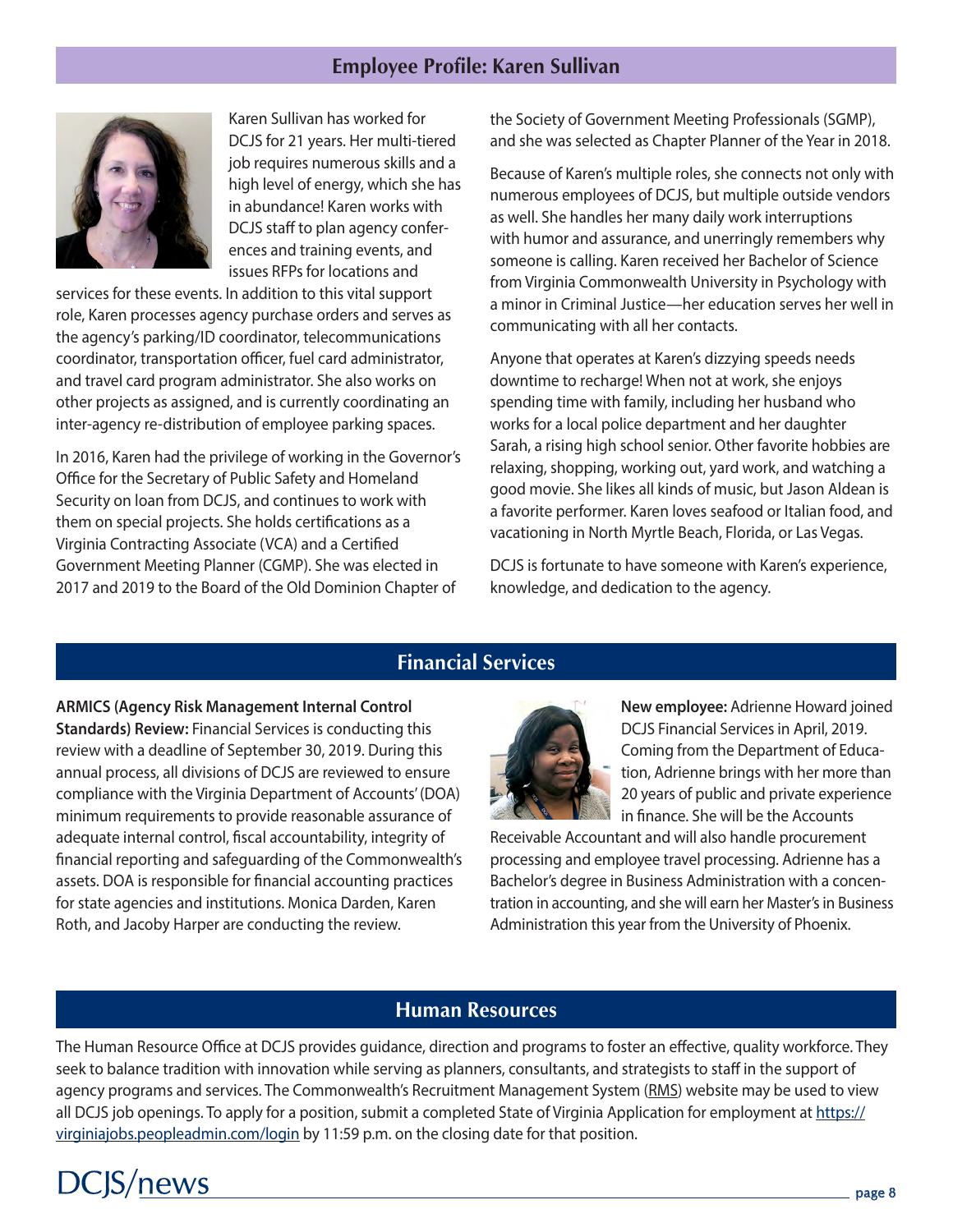## Employee Profile: Karen Sullivan

Karen Sullivan has worked for DCJS for 21 years. Her multi-tiered job requires numerous skills and a high level of energy, which she has in abundance! Karen works with DCJS staff to plan agency conferences and training events, and issues RFPs for locations and services for these events. In addition to this vital support role, Karen processes agency purchase orders and serves as the agency's parking/ID coordinator, telecommunications coordinator, transportation officer, fuel card administrator, and travel card program administrator. She also works on other projects as assigned, and is currently coordinating an inter-agency re-distribution of employee parking spaces.

In 2016, Karen had the privilege of working in the Governor's Office for the Secretary of Public Safety and Homeland Security on loan from DCJS, and continues to work with them on special projects. She holds certifications as a Virginia Contracting Associate (VCA) and a Certified Government Meeting Planner (CGMP). She was elected in 2017 and 2019 to the Board of the Old Dominion Chapter of the Society of Government Meeting Professionals (SGMP), and she was selected as Chapter Planner of the Year in 2018.

Because of Karen's multiple roles, she connects not only with numerous employees of DCJS, but multiple outside vendors as well. She handles her many daily work interruptions with humor and assurance, and unerringly remembers why someone is calling. Karen received her Bachelor of Science from Virginia Commonwealth University in Psychology with a minor in Criminal Justice—her education serves her well in communicating with all her contacts.

Anyone that operates at Karen's dizzying speeds needs downtime to recharge! When not at work, she enjoys spending time with family, including her husband who works for a local police department and her daughter Sarah, a rising high school senior. Other favorite hobbies are relaxing, shopping, working out, yard work, and watching a good movie. She likes all kinds of music, but Jason Aldean is a favorite performer. Karen loves seafood or Italian food, and vacationing in North Myrtle Beach, Florida, or Las Vegas.

DCJS is fortunate to have someone with Karen's experience, knowledge, and dedication to the agency.

## Financial Services

**ARMICS (Agency Risk Management Internal Control Standards) Review:** Financial Services is conducting this review with a deadline of September 30, 2019. During this annual process, all divisions of DCJS are reviewed to ensure compliance with the Virginia Department of Accounts' (DOA) minimum requirements to provide reasonable assurance of adequate internal control, fiscal accountability, integrity of financial reporting and safeguarding of the Commonwealth's assets. DOA is responsible for financial accounting practices for state agencies and institutions. Monica Darden, Karen Roth, and Jacoby Harper are conducting the review.

**New employee:** Adrienne Howard joined DCJS Financial Services in April, 2019. Coming from the Department of Education, Adrienne brings with her more than 20 years of public and private experience in finance. She will be the Accounts Receivable Accountant and will also handle procurement processing and employee travel processing. Adrienne has a Bachelor's degree in Business Administration with a concentration in accounting, and she will earn her Master's in Business Administration this year from the University of Phoenix.

## Human Resources

The Human Resource Office at DCJS provides guidance, direction and programs to foster an effective, quality workforce. They seek to balance tradition with innovation while serving as planners, consultants, and strategists to staff in the support of agency programs and services. The Commonwealth's Recruitment Management System (RMS) website may be used to view all DCJS job openings. To apply for a position, submit a completed State of Virginia Application for employment at https://virginiajobs.peopleadmin.com/login by 11:59 p.m. on the closing date for that position.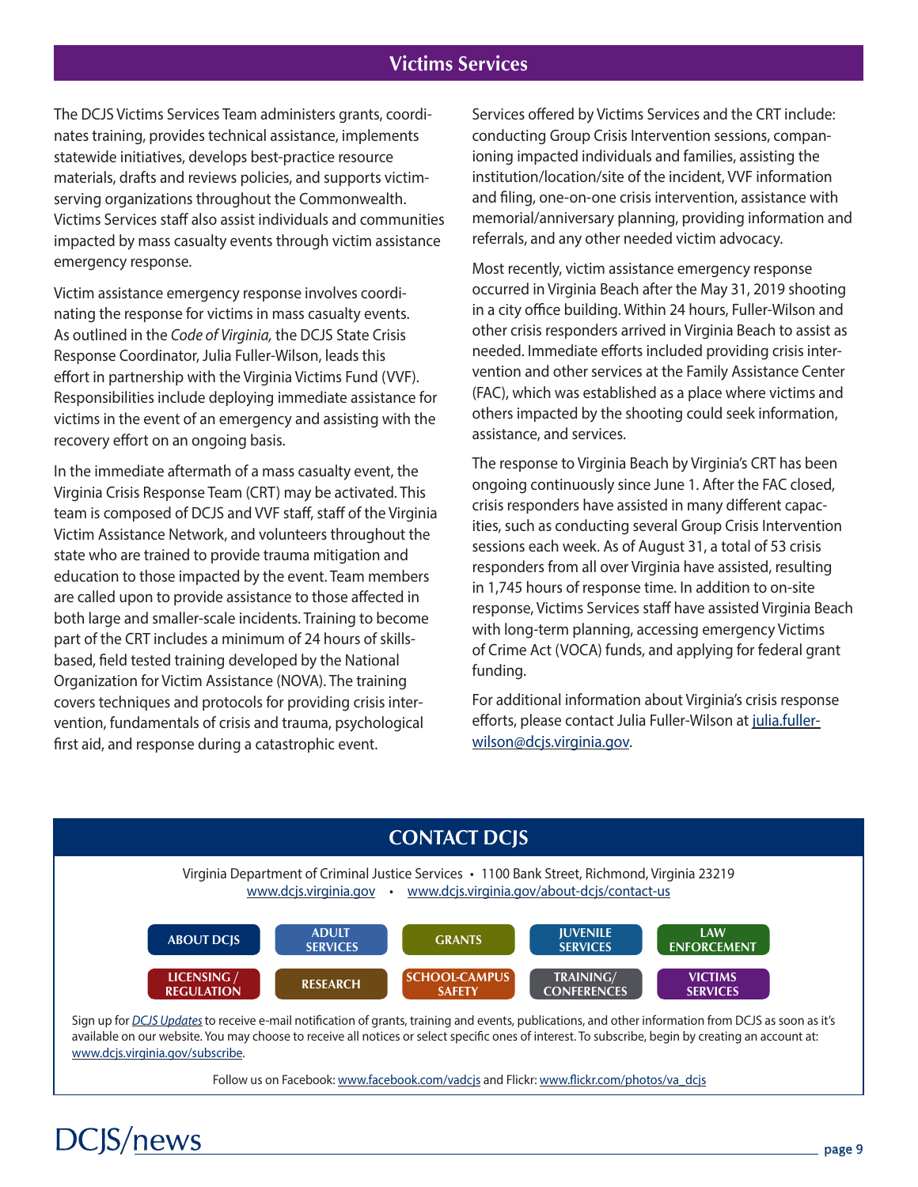## Victims Services

The DCJS Victims Services Team administers grants, coordinates training, provides technical assistance, implements statewide initiatives, develops best-practice resource materials, drafts and reviews policies, and supports victim-serving organizations throughout the Commonwealth. Victims Services staff also assist individuals and communities impacted by mass casualty events through victim assistance emergency response.

Victim assistance emergency response involves coordinating the response for victims in mass casualty events. As outlined in the *Code of Virginia,* the DCJS State Crisis Response Coordinator, Julia Fuller-Wilson, leads this effort in partnership with the Virginia Victims Fund (VVF). Responsibilities include deploying immediate assistance for victims in the event of an emergency and assisting with the recovery effort on an ongoing basis.

In the immediate aftermath of a mass casualty event, the Virginia Crisis Response Team (CRT) may be activated. This team is composed of DCJS and VVF staff, staff of the Virginia Victim Assistance Network, and volunteers throughout the state who are trained to provide trauma mitigation and education to those impacted by the event. Team members are called upon to provide assistance to those affected in both large and smaller-scale incidents. Training to become part of the CRT includes a minimum of 24 hours of skills-based, field tested training developed by the National Organization for Victim Assistance (NOVA). The training covers techniques and protocols for providing crisis intervention, fundamentals of crisis and trauma, psychological first aid, and response during a catastrophic event.

Services offered by Victims Services and the CRT include: conducting Group Crisis Intervention sessions, companioning impacted individuals and families, assisting the institution/location/site of the incident, VVF information and filing, one-on-one crisis intervention, assistance with memorial/anniversary planning, providing information and referrals, and any other needed victim advocacy.

Most recently, victim assistance emergency response occurred in Virginia Beach after the May 31, 2019 shooting in a city office building. Within 24 hours, Fuller-Wilson and other crisis responders arrived in Virginia Beach to assist as needed. Immediate efforts included providing crisis intervention and other services at the Family Assistance Center (FAC), which was established as a place where victims and others impacted by the shooting could seek information, assistance, and services.

The response to Virginia Beach by Virginia's CRT has been ongoing continuously since June 1. After the FAC closed, crisis responders have assisted in many different capacities, such as conducting several Group Crisis Intervention sessions each week. As of August 31, a total of 53 crisis responders from all over Virginia have assisted, resulting in 1,745 hours of response time. In addition to on-site response, Victims Services staff have assisted Virginia Beach with long-term planning, accessing emergency Victims of Crime Act (VOCA) funds, and applying for federal grant funding.

For additional information about Virginia's crisis response efforts, please contact Julia Fuller-Wilson at julia.fuller-wilson@dcjs.virginia.gov.

## CONTACT DCJS

Virginia Department of Criminal Justice Services • 1100 Bank Street, Richmond, Virginia 23219
www.dcjs.virginia.gov • www.dcjs.virginia.gov/about-dcjs/contact-us

ABOUT DCJS | ADULT SERVICES | GRANTS | JUVENILE SERVICES | LAW ENFORCEMENT
LICENSING / REGULATION | RESEARCH | SCHOOL-CAMPUS SAFETY | TRAINING/ CONFERENCES | VICTIMS SERVICES

Sign up for *DCJS Updates* to receive e-mail notification of grants, training and events, publications, and other information from DCJS as soon as it's available on our website. You may choose to receive all notices or select specific ones of interest. To subscribe, begin by creating an account at: www.dcjs.virginia.gov/subscribe.

Follow us on Facebook: www.facebook.com/vadcjs and Flickr: www.flickr.com/photos/va_dcjs